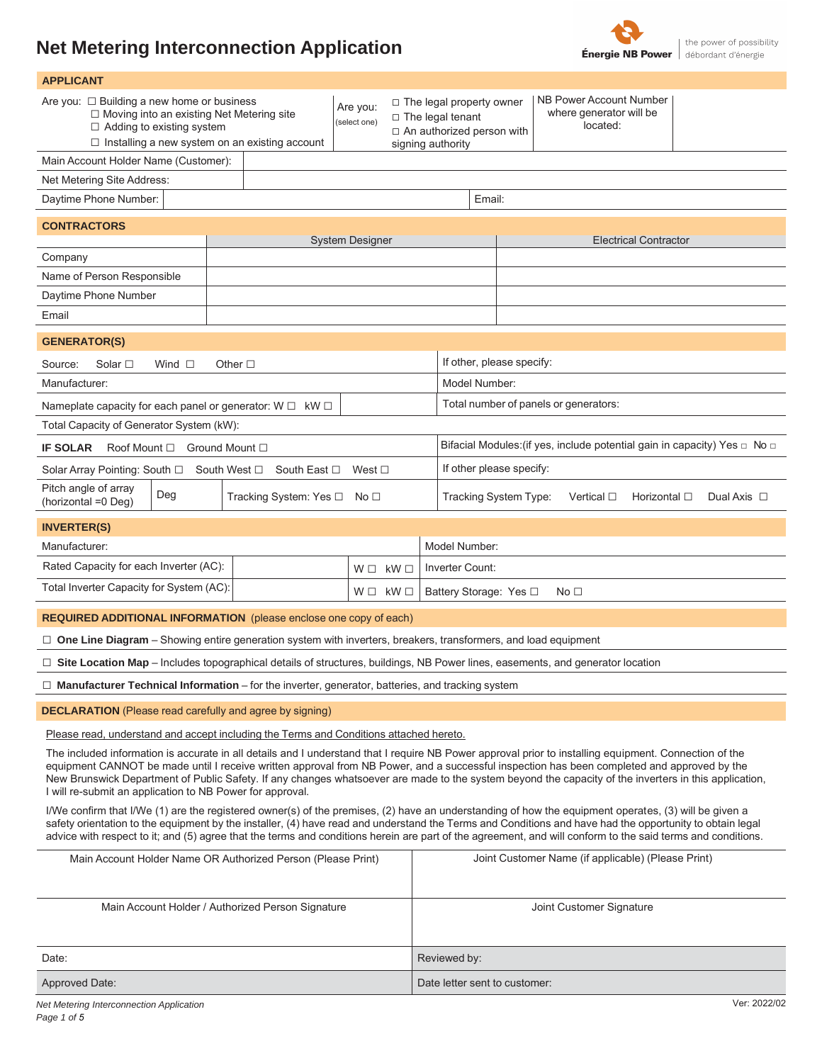# Net Metering Interconnection Application

Énergie NB Power — the power of possibility / débordant d'énergie

## APPLICANT

| Are you: ☐ Building a new home or business<br>☐ Moving into an existing Net Metering site<br>☐ Adding to existing system<br>☐ Installing a new system on an existing account | Are you: (select one) | ☐ The legal property owner<br>☐ The legal tenant<br>☐ An authorized person with signing authority | NB Power Account Number where generator will be located: | |
|---|---|---|---|---|

| Main Account Holder Name (Customer): | | |
|---|---|---|
| Net Metering Site Address: | | |
| Daytime Phone Number: | | Email: |

## CONTRACTORS

| | System Designer | Electrical Contractor |
|---|---|---|
| Company | | |
| Name of Person Responsible | | |
| Daytime Phone Number | | |
| Email | | |

## GENERATOR(S)

| | |
|---|---|
| Source: Solar ☐ Wind ☐ Other ☐ | If other, please specify: |
| Manufacturer: | Model Number: |
| Nameplate capacity for each panel or generator: W ☐ kW ☐ | Total number of panels or generators: |
| Total Capacity of Generator System (kW): | |
| **IF SOLAR** Roof Mount ☐ Ground Mount ☐ | Bifacial Modules:(if yes, include potential gain in capacity) Yes ☐ No ☐ |
| Solar Array Pointing: South ☐ South West ☐ South East ☐ West ☐ | If other please specify: |
| Pitch angle of array (horizontal =0 Deg) ___ Deg — Tracking System: Yes ☐ No ☐ | Tracking System Type: Vertical ☐ Horizontal ☐ Dual Axis ☐ |

## INVERTER(S)

| | | | |
|---|---|---|---|
| Manufacturer: | | | Model Number: |
| Rated Capacity for each Inverter (AC): | | W ☐ kW ☐ | Inverter Count: |
| Total Inverter Capacity for System (AC): | | W ☐ kW ☐ | Battery Storage: Yes ☐ No ☐ |

## REQUIRED ADDITIONAL INFORMATION (please enclose one copy of each)

☐ **One Line Diagram** – Showing entire generation system with inverters, breakers, transformers, and load equipment

☐ **Site Location Map** – Includes topographical details of structures, buildings, NB Power lines, easements, and generator location

☐ **Manufacturer Technical Information** – for the inverter, generator, batteries, and tracking system

## DECLARATION (Please read carefully and agree by signing)

Please read, understand and accept including the Terms and Conditions attached hereto.

The included information is accurate in all details and I understand that I require NB Power approval prior to installing equipment. Connection of the equipment CANNOT be made until I receive written approval from NB Power, and a successful inspection has been completed and approved by the New Brunswick Department of Public Safety. If any changes whatsoever are made to the system beyond the capacity of the inverters in this application, I will re-submit an application to NB Power for approval.

I/We confirm that I/We (1) are the registered owner(s) of the premises, (2) have an understanding of how the equipment operates, (3) will be given a safety orientation to the equipment by the installer, (4) have read and understand the Terms and Conditions and have had the opportunity to obtain legal advice with respect to it; and (5) agree that the terms and conditions herein are part of the agreement, and will conform to the said terms and conditions.

| Main Account Holder Name OR Authorized Person (Please Print) | Joint Customer Name (if applicable) (Please Print) |
|---|---|
| Main Account Holder / Authorized Person Signature | Joint Customer Signature |
| Date: | Reviewed by: |
| Approved Date: | Date letter sent to customer: |

Ver: 2022/02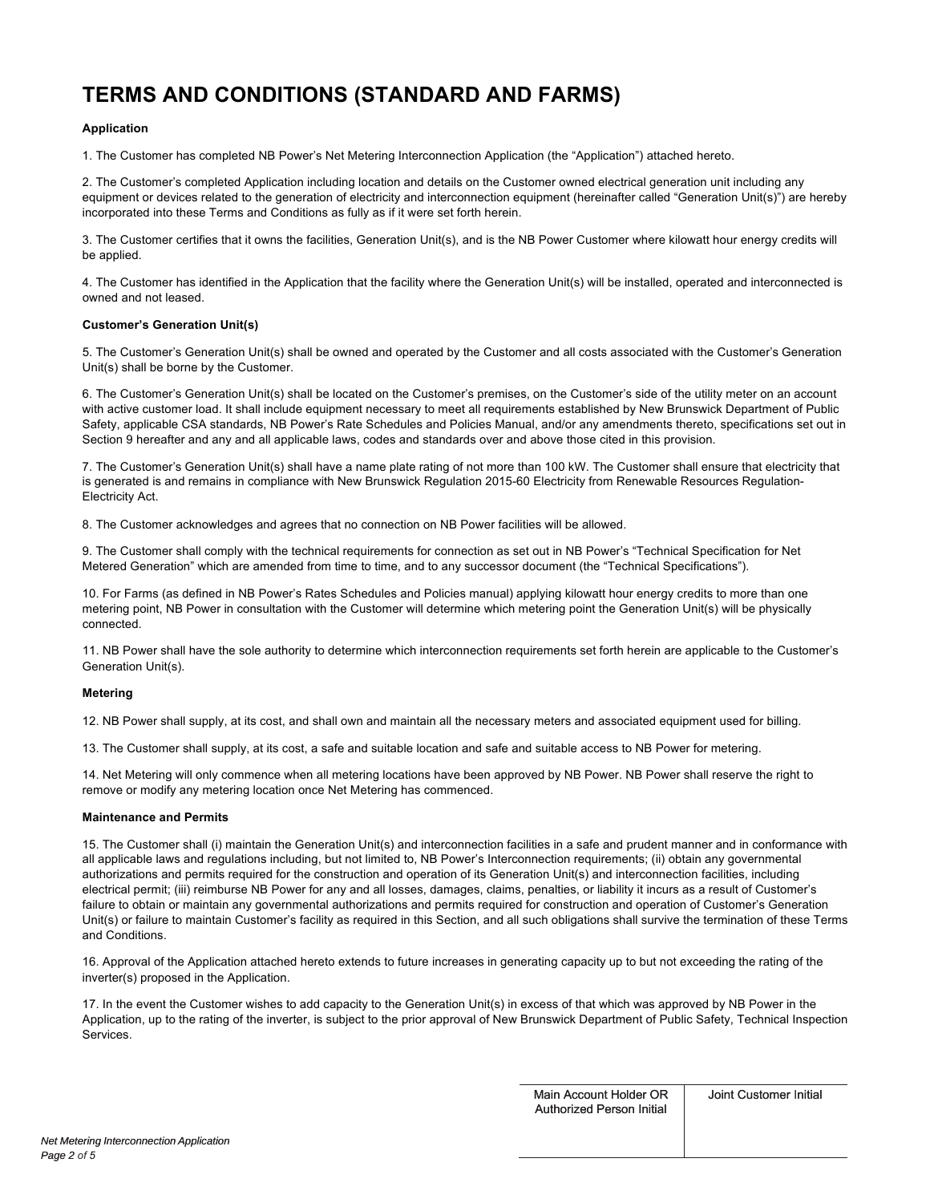# TERMS AND CONDITIONS (STANDARD AND FARMS)

**Application**

1. The Customer has completed NB Power's Net Metering Interconnection Application (the "Application") attached hereto.

2. The Customer's completed Application including location and details on the Customer owned electrical generation unit including any equipment or devices related to the generation of electricity and interconnection equipment (hereinafter called "Generation Unit(s)") are hereby incorporated into these Terms and Conditions as fully as if it were set forth herein.

3. The Customer certifies that it owns the facilities, Generation Unit(s), and is the NB Power Customer where kilowatt hour energy credits will be applied.

4. The Customer has identified in the Application that the facility where the Generation Unit(s) will be installed, operated and interconnected is owned and not leased.

**Customer's Generation Unit(s)**

5. The Customer's Generation Unit(s) shall be owned and operated by the Customer and all costs associated with the Customer's Generation Unit(s) shall be borne by the Customer.

6. The Customer's Generation Unit(s) shall be located on the Customer's premises, on the Customer's side of the utility meter on an account with active customer load. It shall include equipment necessary to meet all requirements established by New Brunswick Department of Public Safety, applicable CSA standards, NB Power's Rate Schedules and Policies Manual, and/or any amendments thereto, specifications set out in Section 9 hereafter and any and all applicable laws, codes and standards over and above those cited in this provision.

7. The Customer's Generation Unit(s) shall have a name plate rating of not more than 100 kW. The Customer shall ensure that electricity that is generated is and remains in compliance with New Brunswick Regulation 2015-60 Electricity from Renewable Resources Regulation- Electricity Act.

8. The Customer acknowledges and agrees that no connection on NB Power facilities will be allowed.

9. The Customer shall comply with the technical requirements for connection as set out in NB Power's "Technical Specification for Net Metered Generation" which are amended from time to time, and to any successor document (the "Technical Specifications").

10. For Farms (as defined in NB Power's Rates Schedules and Policies manual) applying kilowatt hour energy credits to more than one metering point, NB Power in consultation with the Customer will determine which metering point the Generation Unit(s) will be physically connected.

11. NB Power shall have the sole authority to determine which interconnection requirements set forth herein are applicable to the Customer's Generation Unit(s).

**Metering**

12. NB Power shall supply, at its cost, and shall own and maintain all the necessary meters and associated equipment used for billing.

13. The Customer shall supply, at its cost, a safe and suitable location and safe and suitable access to NB Power for metering.

14. Net Metering will only commence when all metering locations have been approved by NB Power. NB Power shall reserve the right to remove or modify any metering location once Net Metering has commenced.

**Maintenance and Permits**

15. The Customer shall (i) maintain the Generation Unit(s) and interconnection facilities in a safe and prudent manner and in conformance with all applicable laws and regulations including, but not limited to, NB Power's Interconnection requirements; (ii) obtain any governmental authorizations and permits required for the construction and operation of its Generation Unit(s) and interconnection facilities, including electrical permit; (iii) reimburse NB Power for any and all losses, damages, claims, penalties, or liability it incurs as a result of Customer's failure to obtain or maintain any governmental authorizations and permits required for construction and operation of Customer's Generation Unit(s) or failure to maintain Customer's facility as required in this Section, and all such obligations shall survive the termination of these Terms and Conditions.

16. Approval of the Application attached hereto extends to future increases in generating capacity up to but not exceeding the rating of the inverter(s) proposed in the Application.

17. In the event the Customer wishes to add capacity to the Generation Unit(s) in excess of that which was approved by NB Power in the Application, up to the rating of the inverter, is subject to the prior approval of New Brunswick Department of Public Safety, Technical Inspection Services.

| Main Account Holder OR Authorized Person Initial | Joint Customer Initial |
| --- | --- |
| | |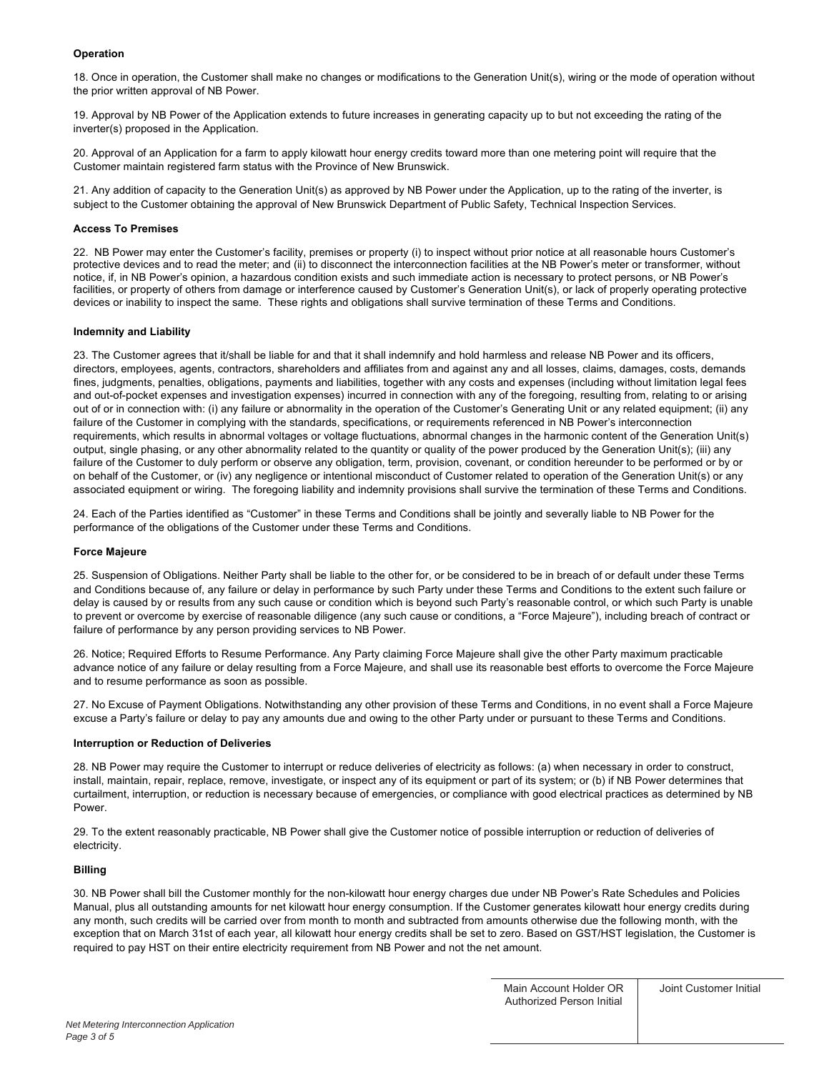**Operation**

18. Once in operation, the Customer shall make no changes or modifications to the Generation Unit(s), wiring or the mode of operation without the prior written approval of NB Power.

19. Approval by NB Power of the Application extends to future increases in generating capacity up to but not exceeding the rating of the inverter(s) proposed in the Application.

20. Approval of an Application for a farm to apply kilowatt hour energy credits toward more than one metering point will require that the Customer maintain registered farm status with the Province of New Brunswick.

21. Any addition of capacity to the Generation Unit(s) as approved by NB Power under the Application, up to the rating of the inverter, is subject to the Customer obtaining the approval of New Brunswick Department of Public Safety, Technical Inspection Services.

**Access To Premises**

22. NB Power may enter the Customer's facility, premises or property (i) to inspect without prior notice at all reasonable hours Customer's protective devices and to read the meter; and (ii) to disconnect the interconnection facilities at the NB Power's meter or transformer, without notice, if, in NB Power's opinion, a hazardous condition exists and such immediate action is necessary to protect persons, or NB Power's facilities, or property of others from damage or interference caused by Customer's Generation Unit(s), or lack of properly operating protective devices or inability to inspect the same. These rights and obligations shall survive termination of these Terms and Conditions.

**Indemnity and Liability**

23. The Customer agrees that it/shall be liable for and that it shall indemnify and hold harmless and release NB Power and its officers, directors, employees, agents, contractors, shareholders and affiliates from and against any and all losses, claims, damages, costs, demands fines, judgments, penalties, obligations, payments and liabilities, together with any costs and expenses (including without limitation legal fees and out-of-pocket expenses and investigation expenses) incurred in connection with any of the foregoing, resulting from, relating to or arising out of or in connection with: (i) any failure or abnormality in the operation of the Customer's Generating Unit or any related equipment; (ii) any failure of the Customer in complying with the standards, specifications, or requirements referenced in NB Power's interconnection requirements, which results in abnormal voltages or voltage fluctuations, abnormal changes in the harmonic content of the Generation Unit(s) output, single phasing, or any other abnormality related to the quantity or quality of the power produced by the Generation Unit(s); (iii) any failure of the Customer to duly perform or observe any obligation, term, provision, covenant, or condition hereunder to be performed or by or on behalf of the Customer, or (iv) any negligence or intentional misconduct of Customer related to operation of the Generation Unit(s) or any associated equipment or wiring. The foregoing liability and indemnity provisions shall survive the termination of these Terms and Conditions.

24. Each of the Parties identified as "Customer" in these Terms and Conditions shall be jointly and severally liable to NB Power for the performance of the obligations of the Customer under these Terms and Conditions.

**Force Majeure**

25. Suspension of Obligations. Neither Party shall be liable to the other for, or be considered to be in breach of or default under these Terms and Conditions because of, any failure or delay in performance by such Party under these Terms and Conditions to the extent such failure or delay is caused by or results from any such cause or condition which is beyond such Party's reasonable control, or which such Party is unable to prevent or overcome by exercise of reasonable diligence (any such cause or conditions, a "Force Majeure"), including breach of contract or failure of performance by any person providing services to NB Power.

26. Notice; Required Efforts to Resume Performance. Any Party claiming Force Majeure shall give the other Party maximum practicable advance notice of any failure or delay resulting from a Force Majeure, and shall use its reasonable best efforts to overcome the Force Majeure and to resume performance as soon as possible.

27. No Excuse of Payment Obligations. Notwithstanding any other provision of these Terms and Conditions, in no event shall a Force Majeure excuse a Party's failure or delay to pay any amounts due and owing to the other Party under or pursuant to these Terms and Conditions.

**Interruption or Reduction of Deliveries**

28. NB Power may require the Customer to interrupt or reduce deliveries of electricity as follows: (a) when necessary in order to construct, install, maintain, repair, replace, remove, investigate, or inspect any of its equipment or part of its system; or (b) if NB Power determines that curtailment, interruption, or reduction is necessary because of emergencies, or compliance with good electrical practices as determined by NB Power.

29. To the extent reasonably practicable, NB Power shall give the Customer notice of possible interruption or reduction of deliveries of electricity.

**Billing**

30. NB Power shall bill the Customer monthly for the non-kilowatt hour energy charges due under NB Power's Rate Schedules and Policies Manual, plus all outstanding amounts for net kilowatt hour energy consumption. If the Customer generates kilowatt hour energy credits during any month, such credits will be carried over from month to month and subtracted from amounts otherwise due the following month, with the exception that on March 31st of each year, all kilowatt hour energy credits shall be set to zero. Based on GST/HST legislation, the Customer is required to pay HST on their entire electricity requirement from NB Power and not the net amount.

| Main Account Holder OR Authorized Person Initial | Joint Customer Initial |
| --- | --- |
| | |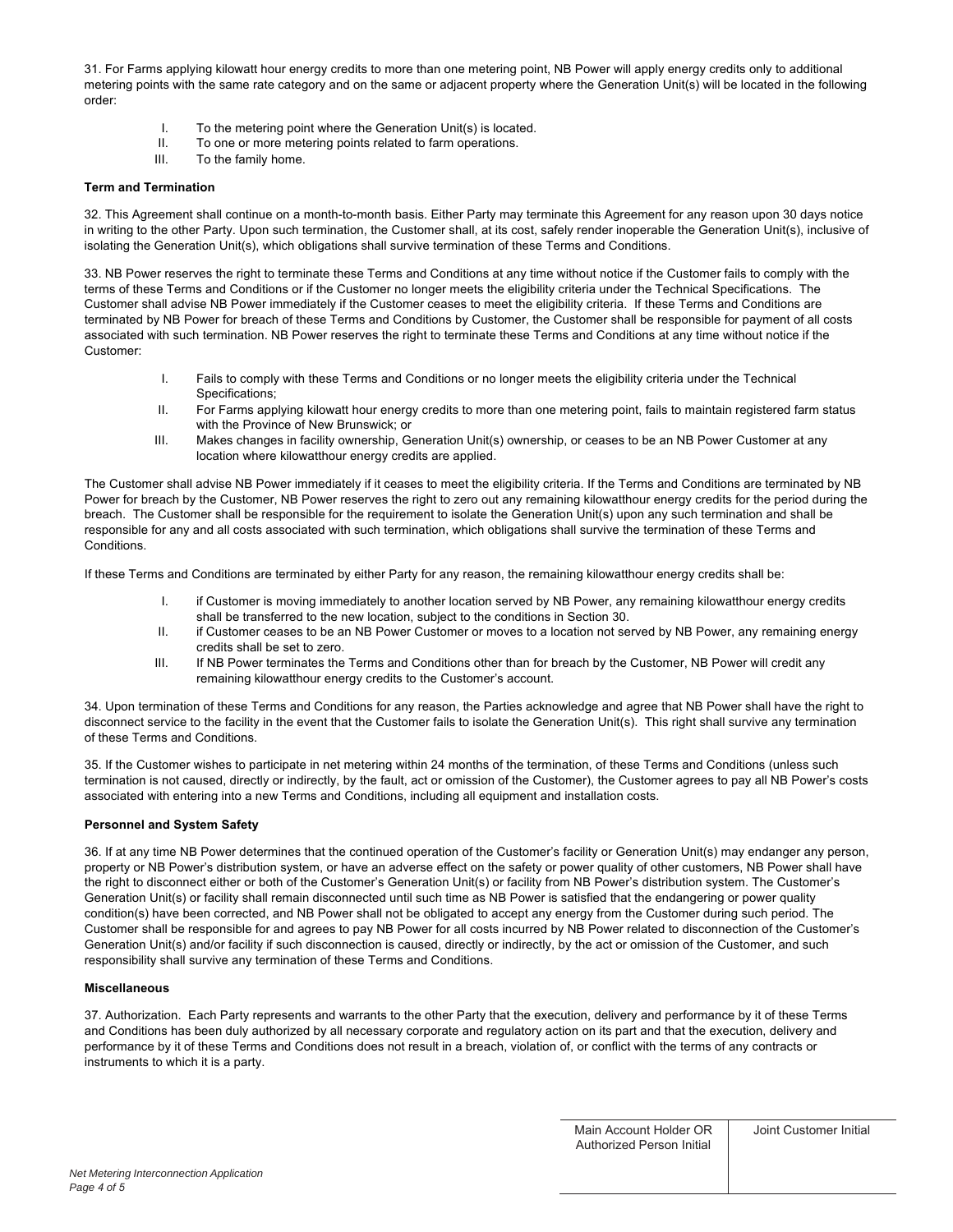31. For Farms applying kilowatt hour energy credits to more than one metering point, NB Power will apply energy credits only to additional metering points with the same rate category and on the same or adjacent property where the Generation Unit(s) will be located in the following order:

I. To the metering point where the Generation Unit(s) is located.
II. To one or more metering points related to farm operations.
III. To the family home.

**Term and Termination**

32. This Agreement shall continue on a month-to-month basis. Either Party may terminate this Agreement for any reason upon 30 days notice in writing to the other Party. Upon such termination, the Customer shall, at its cost, safely render inoperable the Generation Unit(s), inclusive of isolating the Generation Unit(s), which obligations shall survive termination of these Terms and Conditions.

33. NB Power reserves the right to terminate these Terms and Conditions at any time without notice if the Customer fails to comply with the terms of these Terms and Conditions or if the Customer no longer meets the eligibility criteria under the Technical Specifications. The Customer shall advise NB Power immediately if the Customer ceases to meet the eligibility criteria. If these Terms and Conditions are terminated by NB Power for breach of these Terms and Conditions by Customer, the Customer shall be responsible for payment of all costs associated with such termination. NB Power reserves the right to terminate these Terms and Conditions at any time without notice if the Customer:

I. Fails to comply with these Terms and Conditions or no longer meets the eligibility criteria under the Technical Specifications;
II. For Farms applying kilowatt hour energy credits to more than one metering point, fails to maintain registered farm status with the Province of New Brunswick; or
III. Makes changes in facility ownership, Generation Unit(s) ownership, or ceases to be an NB Power Customer at any location where kilowatthour energy credits are applied.

The Customer shall advise NB Power immediately if it ceases to meet the eligibility criteria. If the Terms and Conditions are terminated by NB Power for breach by the Customer, NB Power reserves the right to zero out any remaining kilowatthour energy credits for the period during the breach. The Customer shall be responsible for the requirement to isolate the Generation Unit(s) upon any such termination and shall be responsible for any and all costs associated with such termination, which obligations shall survive the termination of these Terms and Conditions.

If these Terms and Conditions are terminated by either Party for any reason, the remaining kilowatthour energy credits shall be:

I. if Customer is moving immediately to another location served by NB Power, any remaining kilowatthour energy credits shall be transferred to the new location, subject to the conditions in Section 30.
II. if Customer ceases to be an NB Power Customer or moves to a location not served by NB Power, any remaining energy credits shall be set to zero.
III. If NB Power terminates the Terms and Conditions other than for breach by the Customer, NB Power will credit any remaining kilowatthour energy credits to the Customer's account.

34. Upon termination of these Terms and Conditions for any reason, the Parties acknowledge and agree that NB Power shall have the right to disconnect service to the facility in the event that the Customer fails to isolate the Generation Unit(s). This right shall survive any termination of these Terms and Conditions.

35. If the Customer wishes to participate in net metering within 24 months of the termination, of these Terms and Conditions (unless such termination is not caused, directly or indirectly, by the fault, act or omission of the Customer), the Customer agrees to pay all NB Power's costs associated with entering into a new Terms and Conditions, including all equipment and installation costs.

**Personnel and System Safety**

36. If at any time NB Power determines that the continued operation of the Customer's facility or Generation Unit(s) may endanger any person, property or NB Power's distribution system, or have an adverse effect on the safety or power quality of other customers, NB Power shall have the right to disconnect either or both of the Customer's Generation Unit(s) or facility from NB Power's distribution system. The Customer's Generation Unit(s) or facility shall remain disconnected until such time as NB Power is satisfied that the endangering or power quality condition(s) have been corrected, and NB Power shall not be obligated to accept any energy from the Customer during such period. The Customer shall be responsible for and agrees to pay NB Power for all costs incurred by NB Power related to disconnection of the Customer's Generation Unit(s) and/or facility if such disconnection is caused, directly or indirectly, by the act or omission of the Customer, and such responsibility shall survive any termination of these Terms and Conditions.

**Miscellaneous**

37. Authorization. Each Party represents and warrants to the other Party that the execution, delivery and performance by it of these Terms and Conditions has been duly authorized by all necessary corporate and regulatory action on its part and that the execution, delivery and performance by it of these Terms and Conditions does not result in a breach, violation of, or conflict with the terms of any contracts or instruments to which it is a party.

| Main Account Holder OR Authorized Person Initial | Joint Customer Initial |
| --- | --- |
| | |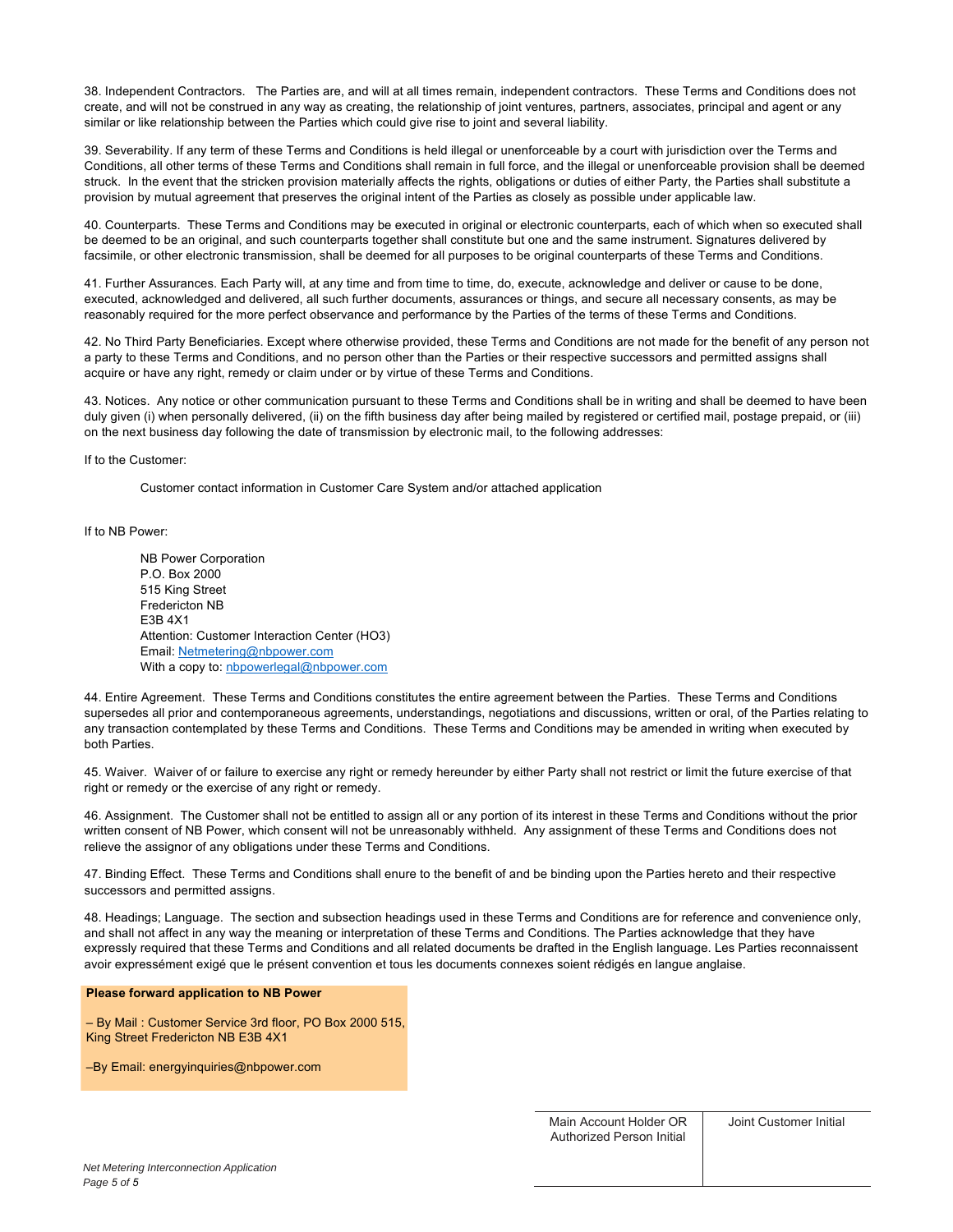38. Independent Contractors. The Parties are, and will at all times remain, independent contractors. These Terms and Conditions does not create, and will not be construed in any way as creating, the relationship of joint ventures, partners, associates, principal and agent or any similar or like relationship between the Parties which could give rise to joint and several liability.

39. Severability. If any term of these Terms and Conditions is held illegal or unenforceable by a court with jurisdiction over the Terms and Conditions, all other terms of these Terms and Conditions shall remain in full force, and the illegal or unenforceable provision shall be deemed struck. In the event that the stricken provision materially affects the rights, obligations or duties of either Party, the Parties shall substitute a provision by mutual agreement that preserves the original intent of the Parties as closely as possible under applicable law.

40. Counterparts. These Terms and Conditions may be executed in original or electronic counterparts, each of which when so executed shall be deemed to be an original, and such counterparts together shall constitute but one and the same instrument. Signatures delivered by facsimile, or other electronic transmission, shall be deemed for all purposes to be original counterparts of these Terms and Conditions.

41. Further Assurances. Each Party will, at any time and from time to time, do, execute, acknowledge and deliver or cause to be done, executed, acknowledged and delivered, all such further documents, assurances or things, and secure all necessary consents, as may be reasonably required for the more perfect observance and performance by the Parties of the terms of these Terms and Conditions.

42. No Third Party Beneficiaries. Except where otherwise provided, these Terms and Conditions are not made for the benefit of any person not a party to these Terms and Conditions, and no person other than the Parties or their respective successors and permitted assigns shall acquire or have any right, remedy or claim under or by virtue of these Terms and Conditions.

43. Notices. Any notice or other communication pursuant to these Terms and Conditions shall be in writing and shall be deemed to have been duly given (i) when personally delivered, (ii) on the fifth business day after being mailed by registered or certified mail, postage prepaid, or (iii) on the next business day following the date of transmission by electronic mail, to the following addresses:

If to the Customer:

> Customer contact information in Customer Care System and/or attached application

If to NB Power:

> NB Power Corporation
> P.O. Box 2000
> 515 King Street
> Fredericton NB
> E3B 4X1
> Attention: Customer Interaction Center (HO3)
> Email: Netmetering@nbpower.com
> With a copy to: nbpowerlegal@nbpower.com

44. Entire Agreement. These Terms and Conditions constitutes the entire agreement between the Parties. These Terms and Conditions supersedes all prior and contemporaneous agreements, understandings, negotiations and discussions, written or oral, of the Parties relating to any transaction contemplated by these Terms and Conditions. These Terms and Conditions may be amended in writing when executed by both Parties.

45. Waiver. Waiver of or failure to exercise any right or remedy hereunder by either Party shall not restrict or limit the future exercise of that right or remedy or the exercise of any right or remedy.

46. Assignment. The Customer shall not be entitled to assign all or any portion of its interest in these Terms and Conditions without the prior written consent of NB Power, which consent will not be unreasonably withheld. Any assignment of these Terms and Conditions does not relieve the assignor of any obligations under these Terms and Conditions.

47. Binding Effect. These Terms and Conditions shall enure to the benefit of and be binding upon the Parties hereto and their respective successors and permitted assigns.

48. Headings; Language. The section and subsection headings used in these Terms and Conditions are for reference and convenience only, and shall not affect in any way the meaning or interpretation of these Terms and Conditions. The Parties acknowledge that they have expressly required that these Terms and Conditions and all related documents be drafted in the English language. Les Parties reconnaissent avoir expressément exigé que le présent convention et tous les documents connexes soient rédigés en langue anglaise.

**Please forward application to NB Power**

– By Mail : Customer Service 3rd floor, PO Box 2000 515, King Street Fredericton NB E3B 4X1

–By Email: energyinquiries@nbpower.com

| Main Account Holder OR Authorized Person Initial | Joint Customer Initial |
|---|---|
| | |

*Net Metering Interconnection Application*